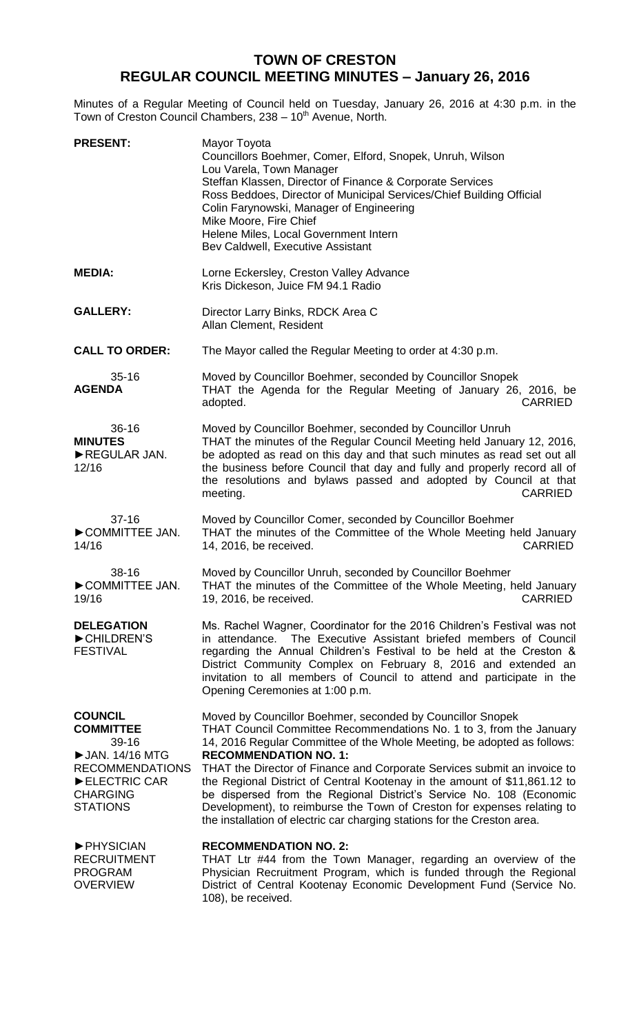# TOWN OF CRESTON
## REGULAR COUNCIL MEETING MINUTES – January 26, 2016

Minutes of a Regular Meeting of Council held on Tuesday, January 26, 2016 at 4:30 p.m. in the Town of Creston Council Chambers, 238 – 10th Avenue, North.

**PRESENT:**
Mayor Toyota
Councillors Boehmer, Comer, Elford, Snopek, Unruh, Wilson
Lou Varela, Town Manager
Steffan Klassen, Director of Finance & Corporate Services
Ross Beddoes, Director of Municipal Services/Chief Building Official
Colin Farynowski, Manager of Engineering
Mike Moore, Fire Chief
Helene Miles, Local Government Intern
Bev Caldwell, Executive Assistant

**MEDIA:**
Lorne Eckersley, Creston Valley Advance
Kris Dickeson, Juice FM 94.1 Radio

**GALLERY:**
Director Larry Binks, RDCK Area C
Allan Clement, Resident

**CALL TO ORDER:** The Mayor called the Regular Meeting to order at 4:30 p.m.

**35-16**
**AGENDA**

Moved by Councillor Boehmer, seconded by Councillor Snopek
THAT the Agenda for the Regular Meeting of January 26, 2016, be adopted. CARRIED

**36-16**
**MINUTES**
**►REGULAR JAN. 12/16**

Moved by Councillor Boehmer, seconded by Councillor Unruh
THAT the minutes of the Regular Council Meeting held January 12, 2016, be adopted as read on this day and that such minutes as read set out all the business before Council that day and fully and properly record all of the resolutions and bylaws passed and adopted by Council at that meeting. CARRIED

**37-16**
**►COMMITTEE JAN. 14/16**

Moved by Councillor Comer, seconded by Councillor Boehmer
THAT the minutes of the Committee of the Whole Meeting held January 14, 2016, be received. CARRIED

**38-16**
**►COMMITTEE JAN. 19/16**

Moved by Councillor Unruh, seconded by Councillor Boehmer
THAT the minutes of the Committee of the Whole Meeting, held January 19, 2016, be received. CARRIED

**DELEGATION**
**►CHILDREN'S FESTIVAL**

Ms. Rachel Wagner, Coordinator for the 2016 Children's Festival was not in attendance. The Executive Assistant briefed members of Council regarding the Annual Children's Festival to be held at the Creston & District Community Complex on February 8, 2016 and extended an invitation to all members of Council to attend and participate in the Opening Ceremonies at 1:00 p.m.

**COUNCIL COMMITTEE**
**39-16**
**►JAN. 14/16 MTG RECOMMENDATIONS**
**►ELECTRIC CAR CHARGING STATIONS**

Moved by Councillor Boehmer, seconded by Councillor Snopek
THAT Council Committee Recommendations No. 1 to 3, from the January 14, 2016 Regular Committee of the Whole Meeting, be adopted as follows:

**RECOMMENDATION NO. 1:**
THAT the Director of Finance and Corporate Services submit an invoice to the Regional District of Central Kootenay in the amount of $11,861.12 to be dispersed from the Regional District's Service No. 108 (Economic Development), to reimburse the Town of Creston for expenses relating to the installation of electric car charging stations for the Creston area.

**►PHYSICIAN RECRUITMENT PROGRAM OVERVIEW**

**RECOMMENDATION NO. 2:**
THAT Ltr #44 from the Town Manager, regarding an overview of the Physician Recruitment Program, which is funded through the Regional District of Central Kootenay Economic Development Fund (Service No. 108), be received.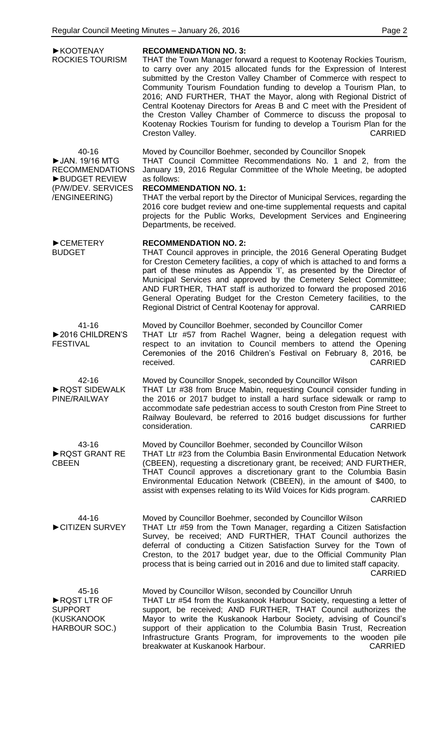**►KOOTENAY ROCKIES TOURISM**

**RECOMMENDATION NO. 3:**
THAT the Town Manager forward a request to Kootenay Rockies Tourism, to carry over any 2015 allocated funds for the Expression of Interest submitted by the Creston Valley Chamber of Commerce with respect to Community Tourism Foundation funding to develop a Tourism Plan, to 2016; AND FURTHER, THAT the Mayor, along with Regional District of Central Kootenay Directors for Areas B and C meet with the President of the Creston Valley Chamber of Commerce to discuss the proposal to Kootenay Rockies Tourism for funding to develop a Tourism Plan for the Creston Valley. CARRIED

**40-16**
**►JAN. 19/16 MTG RECOMMENDATIONS**
**►BUDGET REVIEW (P/W/DEV. SERVICES /ENGINEERING)**

Moved by Councillor Boehmer, seconded by Councillor Snopek
THAT Council Committee Recommendations No. 1 and 2, from the January 19, 2016 Regular Committee of the Whole Meeting, be adopted as follows:

**RECOMMENDATION NO. 1:**
THAT the verbal report by the Director of Municipal Services, regarding the 2016 core budget review and one-time supplemental requests and capital projects for the Public Works, Development Services and Engineering Departments, be received.

**►CEMETERY BUDGET**

**RECOMMENDATION NO. 2:**
THAT Council approves in principle, the 2016 General Operating Budget for Creston Cemetery facilities, a copy of which is attached to and forms a part of these minutes as Appendix 'I', as presented by the Director of Municipal Services and approved by the Cemetery Select Committee; AND FURTHER, THAT staff is authorized to forward the proposed 2016 General Operating Budget for the Creston Cemetery facilities, to the Regional District of Central Kootenay for approval. CARRIED

**41-16**
**►2016 CHILDREN'S FESTIVAL**

Moved by Councillor Boehmer, seconded by Councillor Comer
THAT Ltr #57 from Rachel Wagner, being a delegation request with respect to an invitation to Council members to attend the Opening Ceremonies of the 2016 Children's Festival on February 8, 2016, be received. CARRIED

**42-16**
**►RQST SIDEWALK PINE/RAILWAY**

Moved by Councillor Snopek, seconded by Councillor Wilson
THAT Ltr #38 from Bruce Mabin, requesting Council consider funding in the 2016 or 2017 budget to install a hard surface sidewalk or ramp to accommodate safe pedestrian access to south Creston from Pine Street to Railway Boulevard, be referred to 2016 budget discussions for further consideration. CARRIED

**43-16**
**►RQST GRANT RE CBEEN**

Moved by Councillor Boehmer, seconded by Councillor Wilson
THAT Ltr #23 from the Columbia Basin Environmental Education Network (CBEEN), requesting a discretionary grant, be received; AND FURTHER, THAT Council approves a discretionary grant to the Columbia Basin Environmental Education Network (CBEEN), in the amount of $400, to assist with expenses relating to its Wild Voices for Kids program. CARRIED

**44-16**
**►CITIZEN SURVEY**

Moved by Councillor Boehmer, seconded by Councillor Wilson
THAT Ltr #59 from the Town Manager, regarding a Citizen Satisfaction Survey, be received; AND FURTHER, THAT Council authorizes the deferral of conducting a Citizen Satisfaction Survey for the Town of Creston, to the 2017 budget year, due to the Official Community Plan process that is being carried out in 2016 and due to limited staff capacity. CARRIED

**45-16**
**►RQST LTR OF SUPPORT (KUSKANOOK HARBOUR SOC.)**

Moved by Councillor Wilson, seconded by Councillor Unruh
THAT Ltr #54 from the Kuskanook Harbour Society, requesting a letter of support, be received; AND FURTHER, THAT Council authorizes the Mayor to write the Kuskanook Harbour Society, advising of Council's support of their application to the Columbia Basin Trust, Recreation Infrastructure Grants Program, for improvements to the wooden pile breakwater at Kuskanook Harbour. CARRIED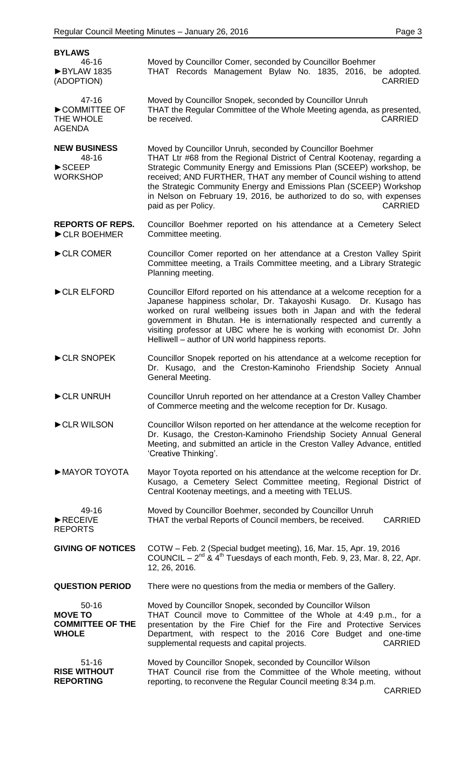## BYLAWS

**46-16**
►BYLAW 1835 (ADOPTION)

Moved by Councillor Comer, seconded by Councillor Boehmer
THAT Records Management Bylaw No. 1835, 2016, be adopted.
CARRIED

**47-16**
►COMMITTEE OF THE WHOLE AGENDA

Moved by Councillor Snopek, seconded by Councillor Unruh
THAT the Regular Committee of the Whole Meeting agenda, as presented, be received.
CARRIED

## NEW BUSINESS

**48-16**
►SCEEP WORKSHOP

Moved by Councillor Unruh, seconded by Councillor Boehmer
THAT Ltr #68 from the Regional District of Central Kootenay, regarding a Strategic Community Energy and Emissions Plan (SCEEP) workshop, be received; AND FURTHER, THAT any member of Council wishing to attend the Strategic Community Energy and Emissions Plan (SCEEP) Workshop in Nelson on February 19, 2016, be authorized to do so, with expenses paid as per Policy.
CARRIED

## REPORTS OF REPS.

►CLR BOEHMER

Councillor Boehmer reported on his attendance at a Cemetery Select Committee meeting.

►CLR COMER

Councillor Comer reported on her attendance at a Creston Valley Spirit Committee meeting, a Trails Committee meeting, and a Library Strategic Planning meeting.

►CLR ELFORD

Councillor Elford reported on his attendance at a welcome reception for a Japanese happiness scholar, Dr. Takayoshi Kusago. Dr. Kusago has worked on rural wellbeing issues both in Japan and with the federal government in Bhutan. He is internationally respected and currently a visiting professor at UBC where he is working with economist Dr. John Helliwell – author of UN world happiness reports.

►CLR SNOPEK

Councillor Snopek reported on his attendance at a welcome reception for Dr. Kusago, and the Creston-Kaminoho Friendship Society Annual General Meeting.

►CLR UNRUH

Councillor Unruh reported on her attendance at a Creston Valley Chamber of Commerce meeting and the welcome reception for Dr. Kusago.

►CLR WILSON

Councillor Wilson reported on her attendance at the welcome reception for Dr. Kusago, the Creston-Kaminoho Friendship Society Annual General Meeting, and submitted an article in the Creston Valley Advance, entitled 'Creative Thinking'.

►MAYOR TOYOTA

Mayor Toyota reported on his attendance at the welcome reception for Dr. Kusago, a Cemetery Select Committee meeting, Regional District of Central Kootenay meetings, and a meeting with TELUS.

**49-16**
►RECEIVE REPORTS

Moved by Councillor Boehmer, seconded by Councillor Unruh
THAT the verbal Reports of Council members, be received.
CARRIED

## GIVING OF NOTICES

COTW – Feb. 2 (Special budget meeting), 16, Mar. 15, Apr. 19, 2016
COUNCIL – 2nd & 4th Tuesdays of each month, Feb. 9, 23, Mar. 8, 22, Apr. 12, 26, 2016.

## QUESTION PERIOD

There were no questions from the media or members of the Gallery.

**50-16**
**MOVE TO COMMITTEE OF THE WHOLE**

Moved by Councillor Snopek, seconded by Councillor Wilson
THAT Council move to Committee of the Whole at 4:49 p.m., for a presentation by the Fire Chief for the Fire and Protective Services Department, with respect to the 2016 Core Budget and one-time supplemental requests and capital projects.
CARRIED

**51-16**
**RISE WITHOUT REPORTING**

Moved by Councillor Snopek, seconded by Councillor Wilson
THAT Council rise from the Committee of the Whole meeting, without reporting, to reconvene the Regular Council meeting 8:34 p.m.
CARRIED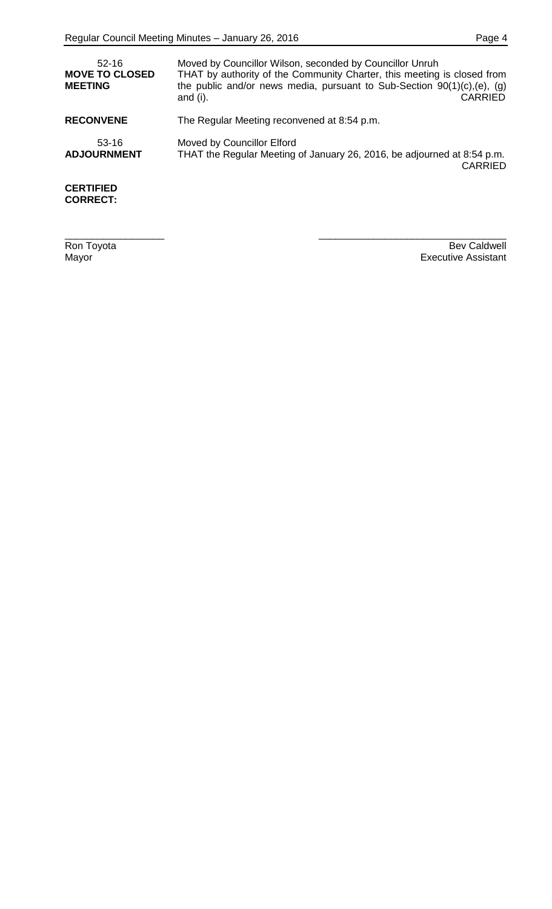**52-16**
**MOVE TO CLOSED MEETING**

Moved by Councillor Wilson, seconded by Councillor Unruh
THAT by authority of the Community Charter, this meeting is closed from the public and/or news media, pursuant to Sub-Section 90(1)(c),(e), (g) and (i).
CARRIED

**RECONVENE**

The Regular Meeting reconvened at 8:54 p.m.

**53-16**
**ADJOURNMENT**

Moved by Councillor Elford
THAT the Regular Meeting of January 26, 2016, be adjourned at 8:54 p.m.
CARRIED

**CERTIFIED CORRECT:**

\_\_\_\_\_\_\_\_\_\_\_\_\_\_\_\_\_\_
Ron Toyota
Mayor

\_\_\_\_\_\_\_\_\_\_\_\_\_\_\_\_\_\_
Bev Caldwell
Executive Assistant